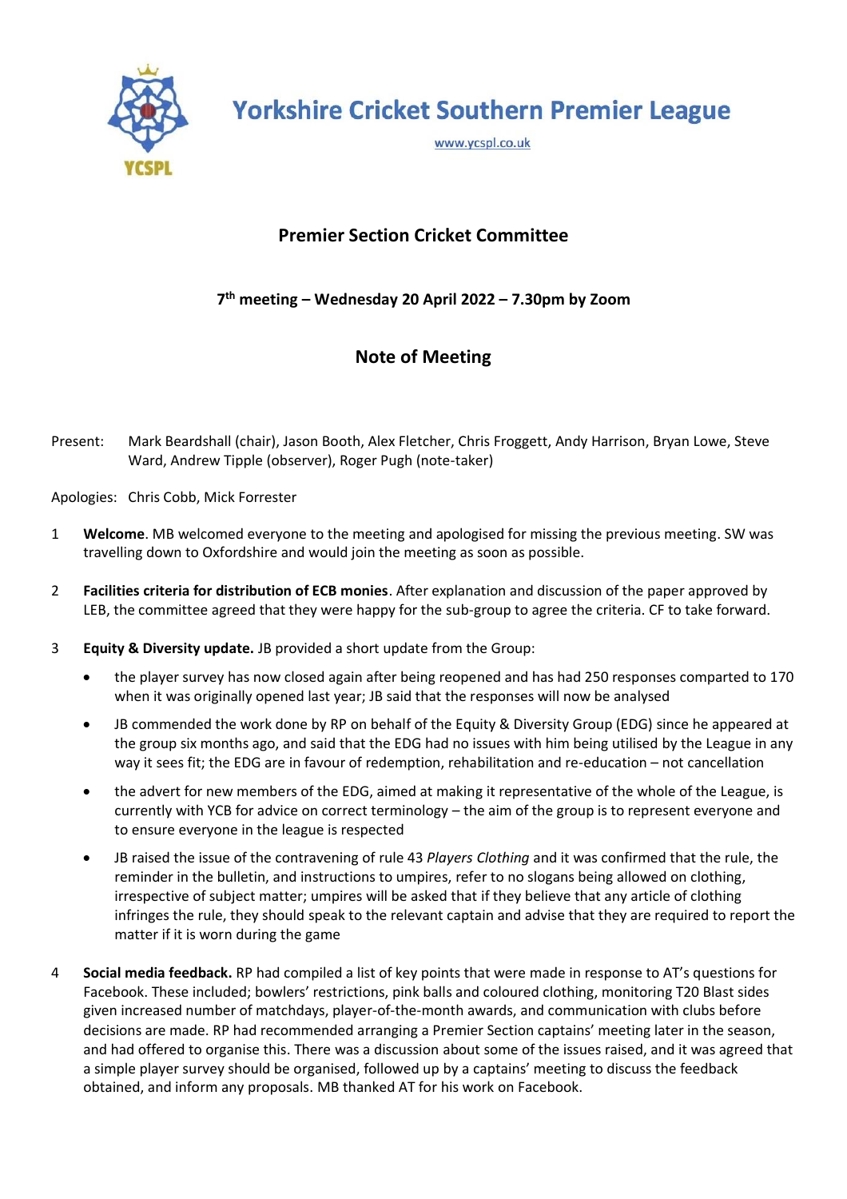# Yorkshire Cricket Southern Premier League

www.ycspl.co.uk

## Premier Section Cricket Committee

**7th meeting – Wednesday 20 April 2022 – 7.30pm by Zoom**

## Note of Meeting

Present: Mark Beardshall (chair), Jason Booth, Alex Fletcher, Chris Froggett, Andy Harrison, Bryan Lowe, Steve Ward, Andrew Tipple (observer), Roger Pugh (note-taker)

Apologies: Chris Cobb, Mick Forrester

1. **Welcome**. MB welcomed everyone to the meeting and apologised for missing the previous meeting. SW was travelling down to Oxfordshire and would join the meeting as soon as possible.

2. **Facilities criteria for distribution of ECB monies**. After explanation and discussion of the paper approved by LEB, the committee agreed that they were happy for the sub-group to agree the criteria. CF to take forward.

3. **Equity & Diversity update.** JB provided a short update from the Group:
   - the player survey has now closed again after being reopened and has had 250 responses comparted to 170 when it was originally opened last year; JB said that the responses will now be analysed
   - JB commended the work done by RP on behalf of the Equity & Diversity Group (EDG) since he appeared at the group six months ago, and said that the EDG had no issues with him being utilised by the League in any way it sees fit; the EDG are in favour of redemption, rehabilitation and re-education – not cancellation
   - the advert for new members of the EDG, aimed at making it representative of the whole of the League, is currently with YCB for advice on correct terminology – the aim of the group is to represent everyone and to ensure everyone in the league is respected
   - JB raised the issue of the contravening of rule 43 *Players Clothing* and it was confirmed that the rule, the reminder in the bulletin, and instructions to umpires, refer to no slogans being allowed on clothing, irrespective of subject matter; umpires will be asked that if they believe that any article of clothing infringes the rule, they should speak to the relevant captain and advise that they are required to report the matter if it is worn during the game

4. **Social media feedback.** RP had compiled a list of key points that were made in response to AT's questions for Facebook. These included; bowlers' restrictions, pink balls and coloured clothing, monitoring T20 Blast sides given increased number of matchdays, player-of-the-month awards, and communication with clubs before decisions are made. RP had recommended arranging a Premier Section captains' meeting later in the season, and had offered to organise this. There was a discussion about some of the issues raised, and it was agreed that a simple player survey should be organised, followed up by a captains' meeting to discuss the feedback obtained, and inform any proposals. MB thanked AT for his work on Facebook.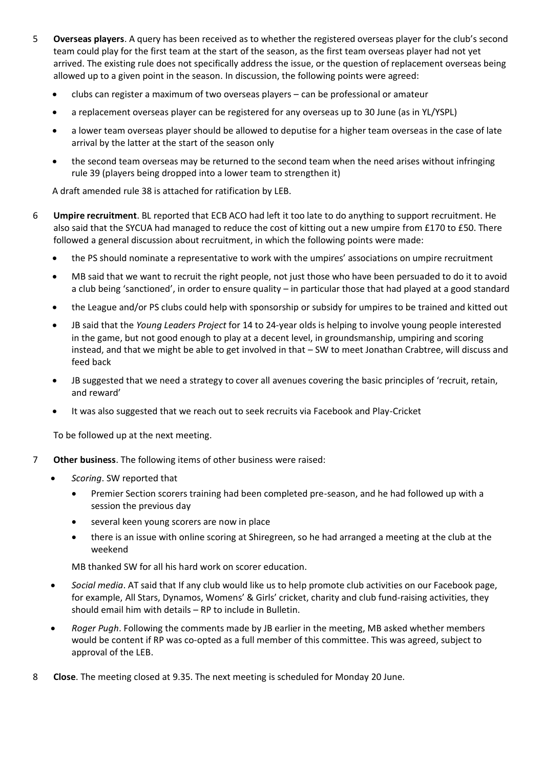5 **Overseas players**. A query has been received as to whether the registered overseas player for the club's second team could play for the first team at the start of the season, as the first team overseas player had not yet arrived. The existing rule does not specifically address the issue, or the question of replacement overseas being allowed up to a given point in the season. In discussion, the following points were agreed:

- clubs can register a maximum of two overseas players – can be professional or amateur
- a replacement overseas player can be registered for any overseas up to 30 June (as in YL/YSPL)
- a lower team overseas player should be allowed to deputise for a higher team overseas in the case of late arrival by the latter at the start of the season only
- the second team overseas may be returned to the second team when the need arises without infringing rule 39 (players being dropped into a lower team to strengthen it)

A draft amended rule 38 is attached for ratification by LEB.

6 **Umpire recruitment**. BL reported that ECB ACO had left it too late to do anything to support recruitment. He also said that the SYCUA had managed to reduce the cost of kitting out a new umpire from £170 to £50. There followed a general discussion about recruitment, in which the following points were made:

- the PS should nominate a representative to work with the umpires' associations on umpire recruitment
- MB said that we want to recruit the right people, not just those who have been persuaded to do it to avoid a club being 'sanctioned', in order to ensure quality – in particular those that had played at a good standard
- the League and/or PS clubs could help with sponsorship or subsidy for umpires to be trained and kitted out
- JB said that the *Young Leaders Project* for 14 to 24-year olds is helping to involve young people interested in the game, but not good enough to play at a decent level, in groundsmanship, umpiring and scoring instead, and that we might be able to get involved in that – SW to meet Jonathan Crabtree, will discuss and feed back
- JB suggested that we need a strategy to cover all avenues covering the basic principles of 'recruit, retain, and reward'
- It was also suggested that we reach out to seek recruits via Facebook and Play-Cricket

To be followed up at the next meeting.

7 **Other business**. The following items of other business were raised:

- *Scoring*. SW reported that
  - Premier Section scorers training had been completed pre-season, and he had followed up with a session the previous day
  - several keen young scorers are now in place
  - there is an issue with online scoring at Shiregreen, so he had arranged a meeting at the club at the weekend

  MB thanked SW for all his hard work on scorer education.

- *Social media*. AT said that If any club would like us to help promote club activities on our Facebook page, for example, All Stars, Dynamos, Womens' & Girls' cricket, charity and club fund-raising activities, they should email him with details – RP to include in Bulletin.
- *Roger Pugh*. Following the comments made by JB earlier in the meeting, MB asked whether members would be content if RP was co-opted as a full member of this committee. This was agreed, subject to approval of the LEB.

8 **Close**. The meeting closed at 9.35. The next meeting is scheduled for Monday 20 June.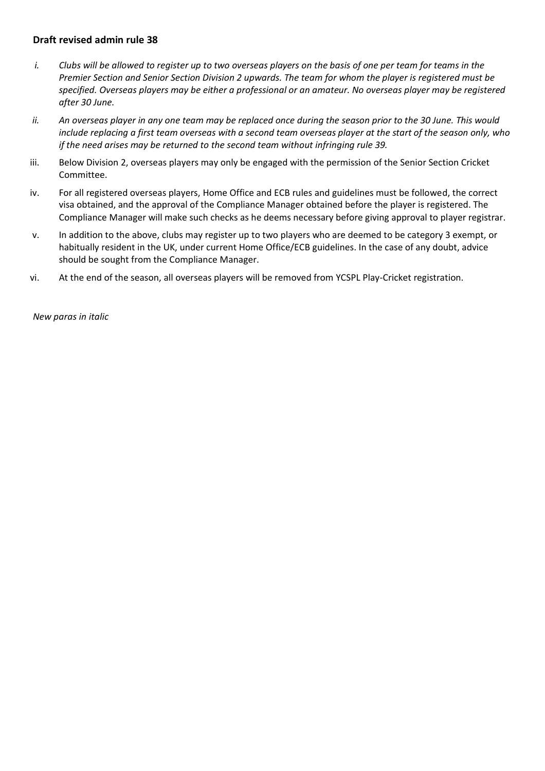**Draft revised admin rule 38**

i. *Clubs will be allowed to register up to two overseas players on the basis of one per team for teams in the Premier Section and Senior Section Division 2 upwards. The team for whom the player is registered must be specified. Overseas players may be either a professional or an amateur. No overseas player may be registered after 30 June.*

ii. *An overseas player in any one team may be replaced once during the season prior to the 30 June. This would include replacing a first team overseas with a second team overseas player at the start of the season only, who if the need arises may be returned to the second team without infringing rule 39.*

iii. Below Division 2, overseas players may only be engaged with the permission of the Senior Section Cricket Committee.

iv. For all registered overseas players, Home Office and ECB rules and guidelines must be followed, the correct visa obtained, and the approval of the Compliance Manager obtained before the player is registered. The Compliance Manager will make such checks as he deems necessary before giving approval to player registrar.

v. In addition to the above, clubs may register up to two players who are deemed to be category 3 exempt, or habitually resident in the UK, under current Home Office/ECB guidelines. In the case of any doubt, advice should be sought from the Compliance Manager.

vi. At the end of the season, all overseas players will be removed from YCSPL Play-Cricket registration.

*New paras in italic*